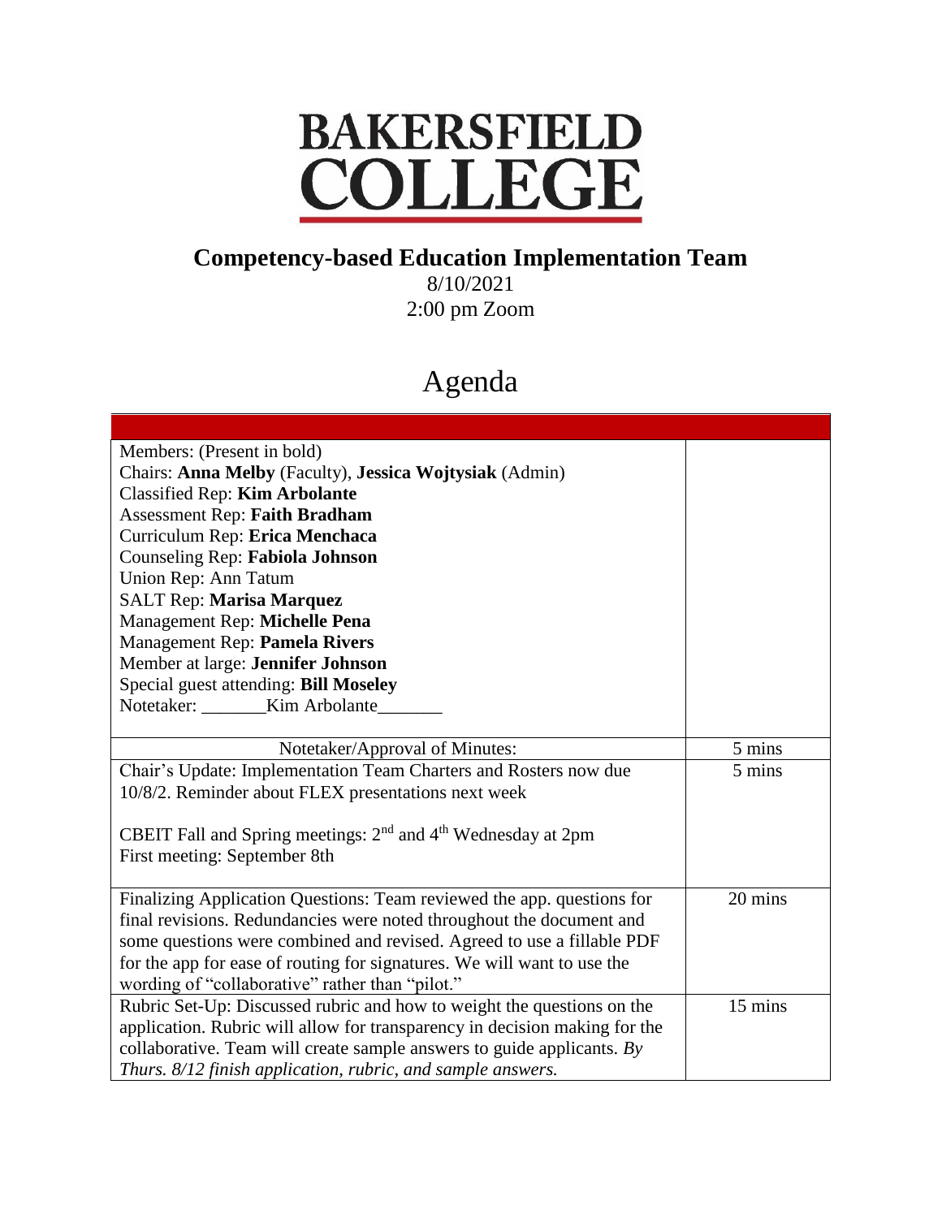# BAKERSFIELD COLLEGE

## Competency-based Education Implementation Team

8/10/2021

2:00 pm Zoom

# Agenda

| | |
|---|---|
| Members: (Present in bold)<br>Chairs: **Anna Melby** (Faculty), **Jessica Wojtysiak** (Admin)<br>Classified Rep: **Kim Arbolante**<br>Assessment Rep: **Faith Bradham**<br>Curriculum Rep: **Erica Menchaca**<br>Counseling Rep: **Fabiola Johnson**<br>Union Rep: Ann Tatum<br>SALT Rep: **Marisa Marquez**<br>Management Rep: **Michelle Pena**<br>Management Rep: **Pamela Rivers**<br>Member at large: **Jennifer Johnson**<br>Special guest attending: **Bill Moseley**<br>Notetaker: \_\_\_\_\_\_\_Kim Arbolante\_\_\_\_\_\_\_ | |
| Notetaker/Approval of Minutes: | 5 mins |
| Chair's Update: Implementation Team Charters and Rosters now due 10/8/2. Reminder about FLEX presentations next week<br><br>CBEIT Fall and Spring meetings: 2nd and 4th Wednesday at 2pm<br>First meeting: September 8th | 5 mins |
| Finalizing Application Questions: Team reviewed the app. questions for final revisions. Redundancies were noted throughout the document and some questions were combined and revised. Agreed to use a fillable PDF for the app for ease of routing for signatures. We will want to use the wording of "collaborative" rather than "pilot." | 20 mins |
| Rubric Set-Up: Discussed rubric and how to weight the questions on the application. Rubric will allow for transparency in decision making for the collaborative. Team will create sample answers to guide applicants. *By Thurs. 8/12 finish application, rubric, and sample answers.* | 15 mins |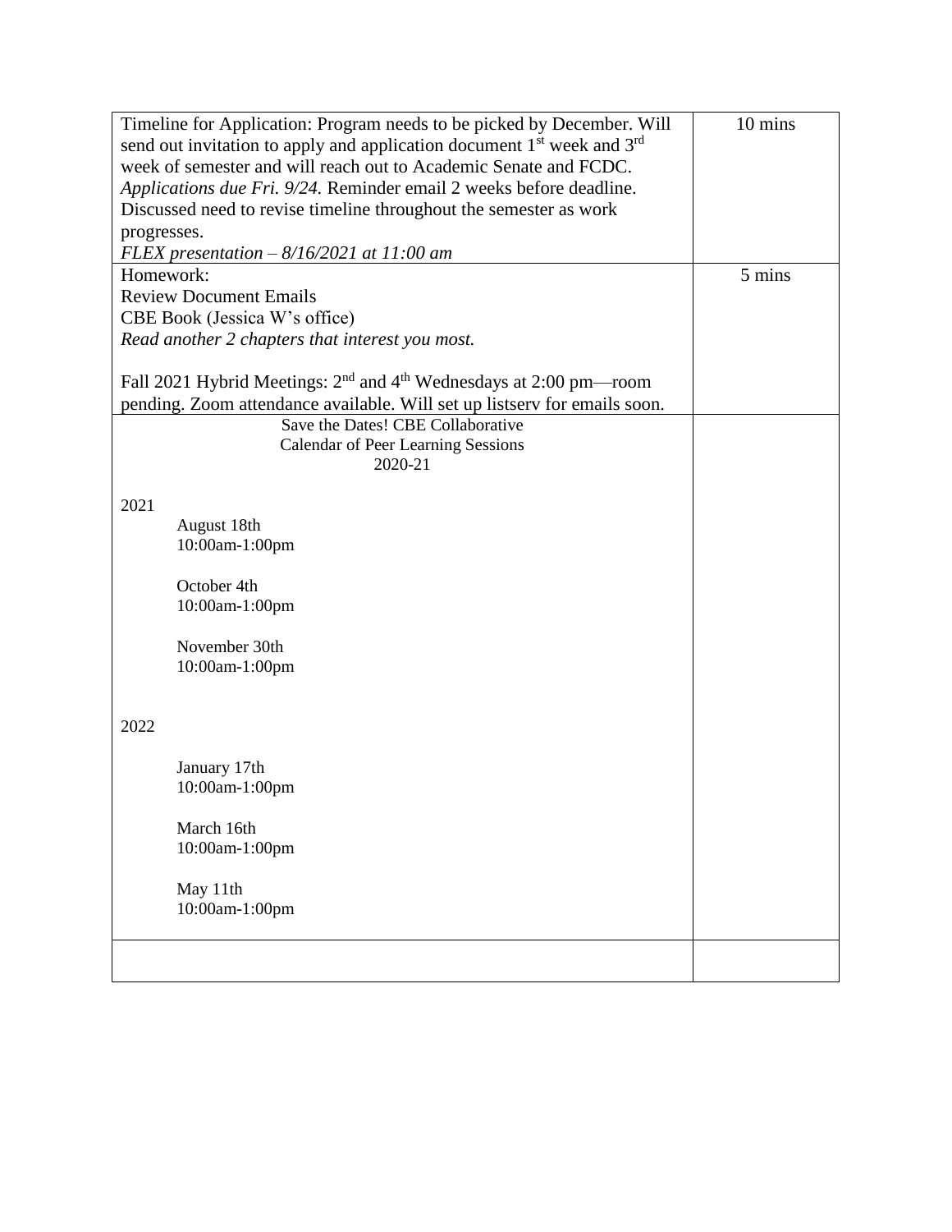| | |
|---|---|
| Timeline for Application: Program needs to be picked by December. Will send out invitation to apply and application document 1st week and 3rd week of semester and will reach out to Academic Senate and FCDC. *Applications due Fri. 9/24.* Reminder email 2 weeks before deadline. Discussed need to revise timeline throughout the semester as work progresses.<br>*FLEX presentation – 8/16/2021 at 11:00 am* | 10 mins |
| Homework:<br>Review Document Emails<br>CBE Book (Jessica W's office)<br>*Read another 2 chapters that interest you most.*<br><br>Fall 2021 Hybrid Meetings: 2nd and 4th Wednesdays at 2:00 pm—room pending. Zoom attendance available. Will set up listserv for emails soon. | 5 mins |
| Save the Dates! CBE Collaborative<br>Calendar of Peer Learning Sessions<br>2020-21<br><br>2021<br>August 18th<br>10:00am-1:00pm<br><br>October 4th<br>10:00am-1:00pm<br><br>November 30th<br>10:00am-1:00pm<br><br>2022<br><br>January 17th<br>10:00am-1:00pm<br><br>March 16th<br>10:00am-1:00pm<br><br>May 11th<br>10:00am-1:00pm | |
| | |